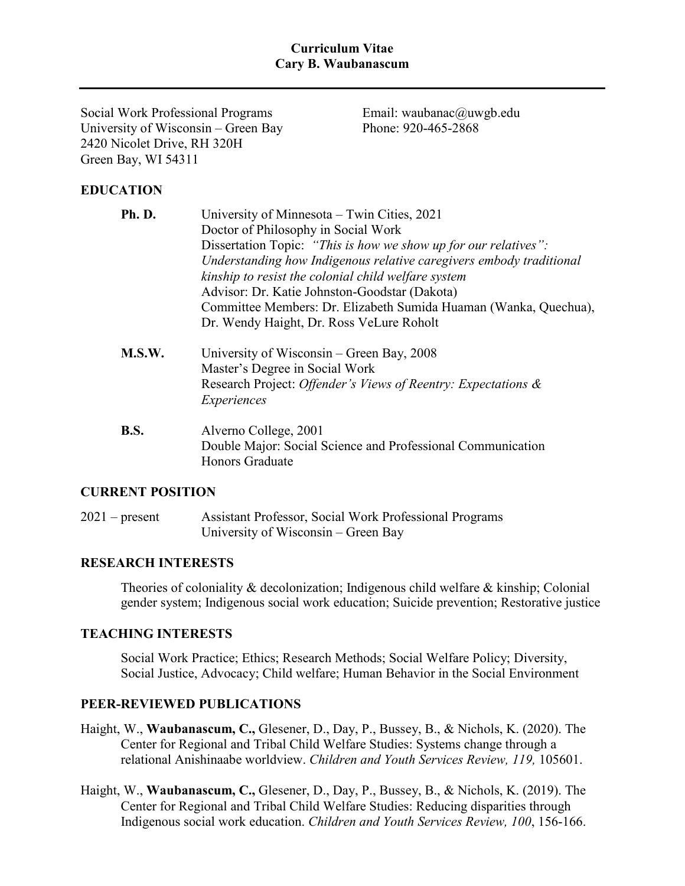# Curriculum Vitae
# Cary B. Waubanascum

---

Social Work Professional Programs
University of Wisconsin – Green Bay
2420 Nicolet Drive, RH 320H
Green Bay, WI 54311

Email: waubanac@uwgb.edu
Phone: 920-465-2868

## EDUCATION

**Ph. D.** University of Minnesota – Twin Cities, 2021
Doctor of Philosophy in Social Work
Dissertation Topic: *"This is how we show up for our relatives": Understanding how Indigenous relative caregivers embody traditional kinship to resist the colonial child welfare system*
Advisor: Dr. Katie Johnston-Goodstar (Dakota)
Committee Members: Dr. Elizabeth Sumida Huaman (Wanka, Quechua), Dr. Wendy Haight, Dr. Ross VeLure Roholt

**M.S.W.** University of Wisconsin – Green Bay, 2008
Master's Degree in Social Work
Research Project: *Offender's Views of Reentry: Expectations & Experiences*

**B.S.** Alverno College, 2001
Double Major: Social Science and Professional Communication
Honors Graduate

## CURRENT POSITION

2021 – present Assistant Professor, Social Work Professional Programs
University of Wisconsin – Green Bay

## RESEARCH INTERESTS

Theories of coloniality & decolonization; Indigenous child welfare & kinship; Colonial gender system; Indigenous social work education; Suicide prevention; Restorative justice

## TEACHING INTERESTS

Social Work Practice; Ethics; Research Methods; Social Welfare Policy; Diversity, Social Justice, Advocacy; Child welfare; Human Behavior in the Social Environment

## PEER-REVIEWED PUBLICATIONS

Haight, W., **Waubanascum, C.,** Glesener, D., Day, P., Bussey, B., & Nichols, K. (2020). The Center for Regional and Tribal Child Welfare Studies: Systems change through a relational Anishinaabe worldview. *Children and Youth Services Review, 119,* 105601.

Haight, W., **Waubanascum, C.,** Glesener, D., Day, P., Bussey, B., & Nichols, K. (2019). The Center for Regional and Tribal Child Welfare Studies: Reducing disparities through Indigenous social work education. *Children and Youth Services Review, 100*, 156-166.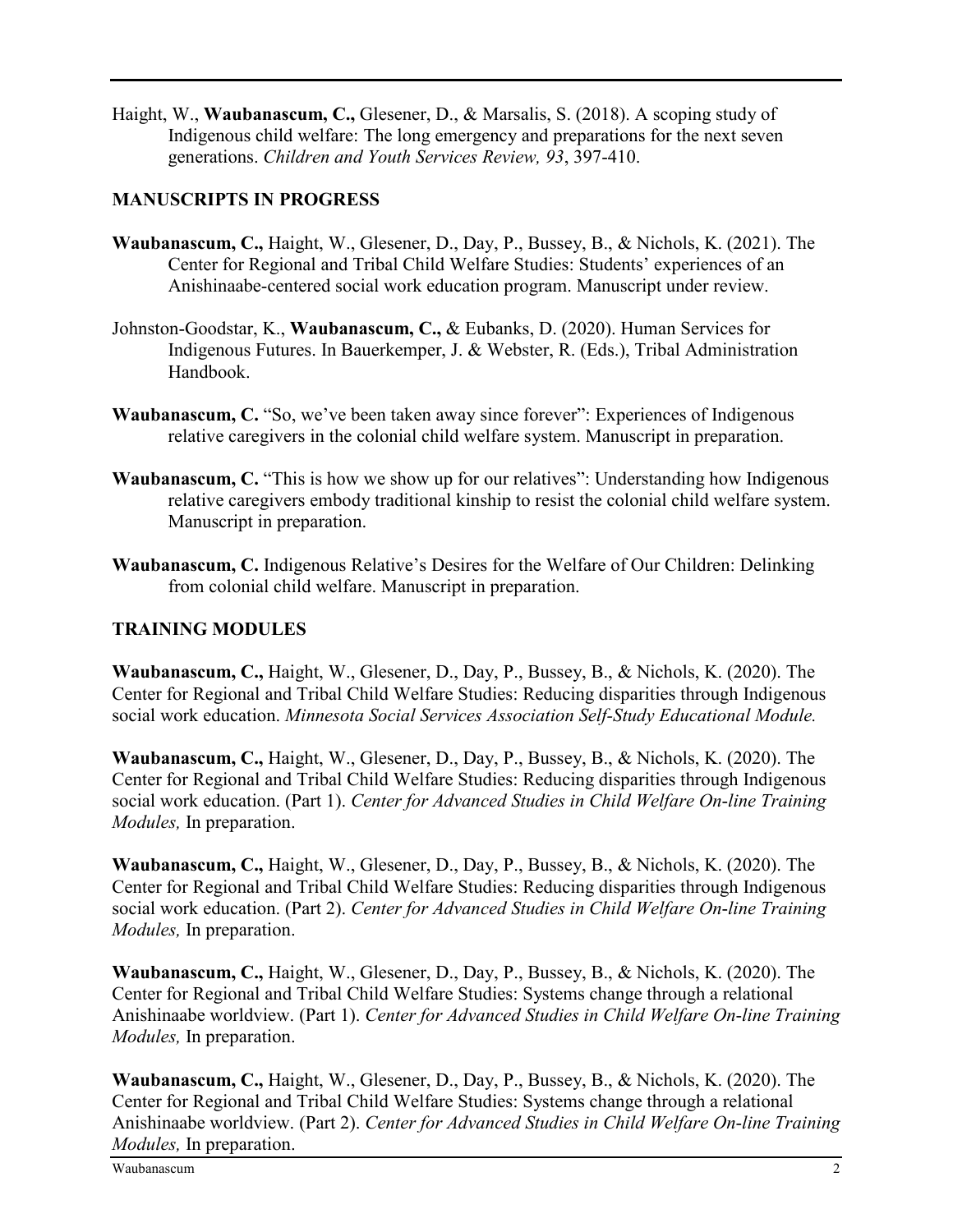Haight, W., **Waubanascum, C.,** Glesener, D., & Marsalis, S. (2018). A scoping study of Indigenous child welfare: The long emergency and preparations for the next seven generations. *Children and Youth Services Review, 93*, 397-410.

## MANUSCRIPTS IN PROGRESS

**Waubanascum, C.,** Haight, W., Glesener, D., Day, P., Bussey, B., & Nichols, K. (2021). The Center for Regional and Tribal Child Welfare Studies: Students' experiences of an Anishinaabe-centered social work education program. Manuscript under review.

Johnston-Goodstar, K., **Waubanascum, C.,** & Eubanks, D. (2020). Human Services for Indigenous Futures. In Bauerkemper, J. & Webster, R. (Eds.), Tribal Administration Handbook.

**Waubanascum, C.** "So, we've been taken away since forever": Experiences of Indigenous relative caregivers in the colonial child welfare system. Manuscript in preparation.

**Waubanascum, C.** "This is how we show up for our relatives": Understanding how Indigenous relative caregivers embody traditional kinship to resist the colonial child welfare system. Manuscript in preparation.

**Waubanascum, C.** Indigenous Relative's Desires for the Welfare of Our Children: Delinking from colonial child welfare. Manuscript in preparation.

## TRAINING MODULES

**Waubanascum, C.,** Haight, W., Glesener, D., Day, P., Bussey, B., & Nichols, K. (2020). The Center for Regional and Tribal Child Welfare Studies: Reducing disparities through Indigenous social work education. *Minnesota Social Services Association Self-Study Educational Module.*

**Waubanascum, C.,** Haight, W., Glesener, D., Day, P., Bussey, B., & Nichols, K. (2020). The Center for Regional and Tribal Child Welfare Studies: Reducing disparities through Indigenous social work education. (Part 1). *Center for Advanced Studies in Child Welfare On-line Training Modules,* In preparation.

**Waubanascum, C.,** Haight, W., Glesener, D., Day, P., Bussey, B., & Nichols, K. (2020). The Center for Regional and Tribal Child Welfare Studies: Reducing disparities through Indigenous social work education. (Part 2). *Center for Advanced Studies in Child Welfare On-line Training Modules,* In preparation.

**Waubanascum, C.,** Haight, W., Glesener, D., Day, P., Bussey, B., & Nichols, K. (2020). The Center for Regional and Tribal Child Welfare Studies: Systems change through a relational Anishinaabe worldview. (Part 1). *Center for Advanced Studies in Child Welfare On-line Training Modules,* In preparation.

**Waubanascum, C.,** Haight, W., Glesener, D., Day, P., Bussey, B., & Nichols, K. (2020). The Center for Regional and Tribal Child Welfare Studies: Systems change through a relational Anishinaabe worldview. (Part 2). *Center for Advanced Studies in Child Welfare On-line Training Modules,* In preparation.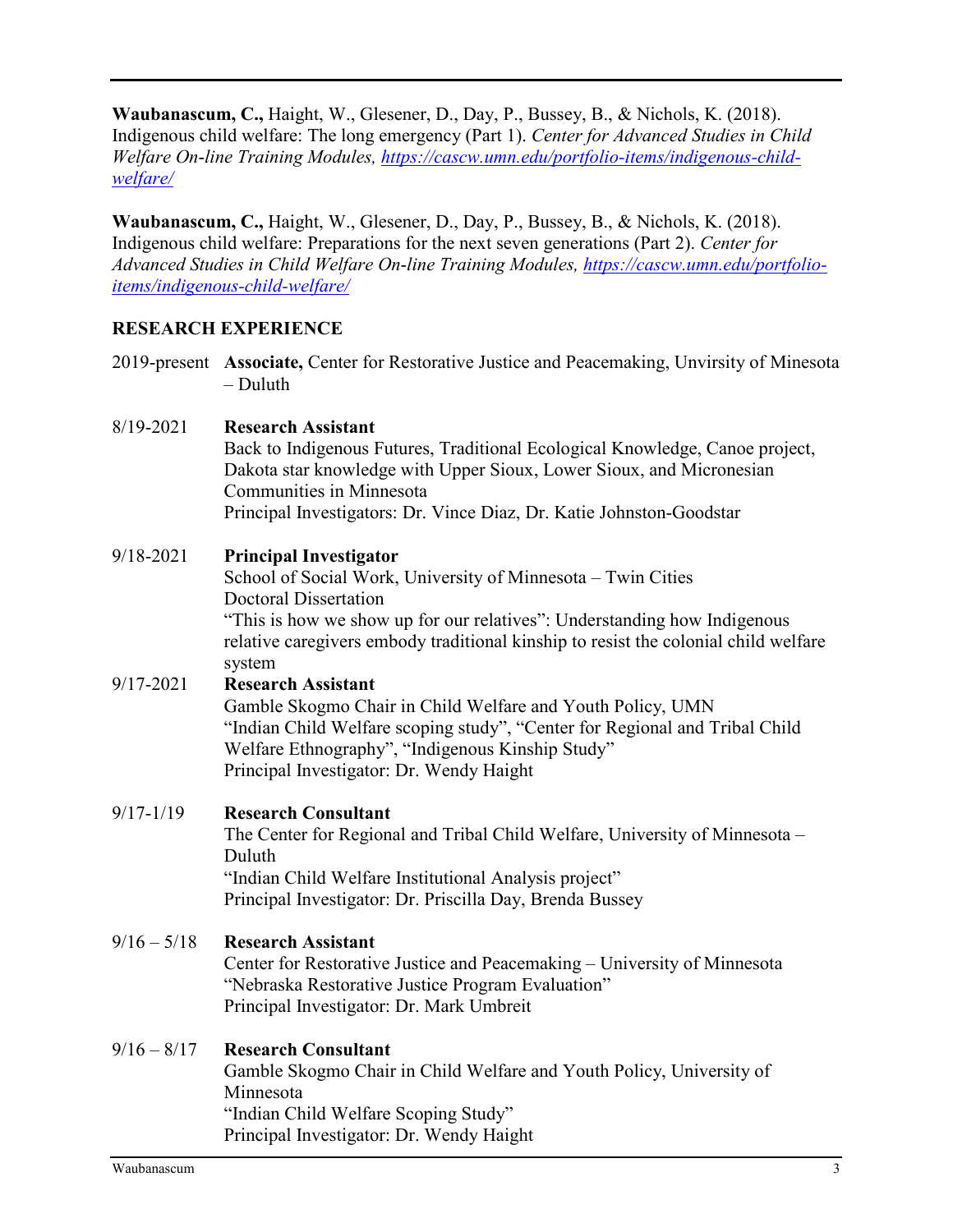**Waubanascum, C.,** Haight, W., Glesener, D., Day, P., Bussey, B., & Nichols, K. (2018). Indigenous child welfare: The long emergency (Part 1). *Center for Advanced Studies in Child Welfare On-line Training Modules,* https://cascw.umn.edu/portfolio-items/indigenous-child-welfare/

**Waubanascum, C.,** Haight, W., Glesener, D., Day, P., Bussey, B., & Nichols, K. (2018). Indigenous child welfare: Preparations for the next seven generations (Part 2). *Center for Advanced Studies in Child Welfare On-line Training Modules,* https://cascw.umn.edu/portfolio-items/indigenous-child-welfare/

## RESEARCH EXPERIENCE

2019-present **Associate,** Center for Restorative Justice and Peacemaking, Unvirsity of Minesota – Duluth

8/19-2021 **Research Assistant**
Back to Indigenous Futures, Traditional Ecological Knowledge, Canoe project, Dakota star knowledge with Upper Sioux, Lower Sioux, and Micronesian Communities in Minnesota
Principal Investigators: Dr. Vince Diaz, Dr. Katie Johnston-Goodstar

9/18-2021 **Principal Investigator**
School of Social Work, University of Minnesota – Twin Cities
Doctoral Dissertation
"This is how we show up for our relatives": Understanding how Indigenous relative caregivers embody traditional kinship to resist the colonial child welfare system

9/17-2021 **Research Assistant**
Gamble Skogmo Chair in Child Welfare and Youth Policy, UMN
"Indian Child Welfare scoping study", "Center for Regional and Tribal Child Welfare Ethnography", "Indigenous Kinship Study"
Principal Investigator: Dr. Wendy Haight

9/17-1/19 **Research Consultant**
The Center for Regional and Tribal Child Welfare, University of Minnesota – Duluth
"Indian Child Welfare Institutional Analysis project"
Principal Investigator: Dr. Priscilla Day, Brenda Bussey

9/16 – 5/18 **Research Assistant**
Center for Restorative Justice and Peacemaking – University of Minnesota
"Nebraska Restorative Justice Program Evaluation"
Principal Investigator: Dr. Mark Umbreit

9/16 – 8/17 **Research Consultant**
Gamble Skogmo Chair in Child Welfare and Youth Policy, University of Minnesota
"Indian Child Welfare Scoping Study"
Principal Investigator: Dr. Wendy Haight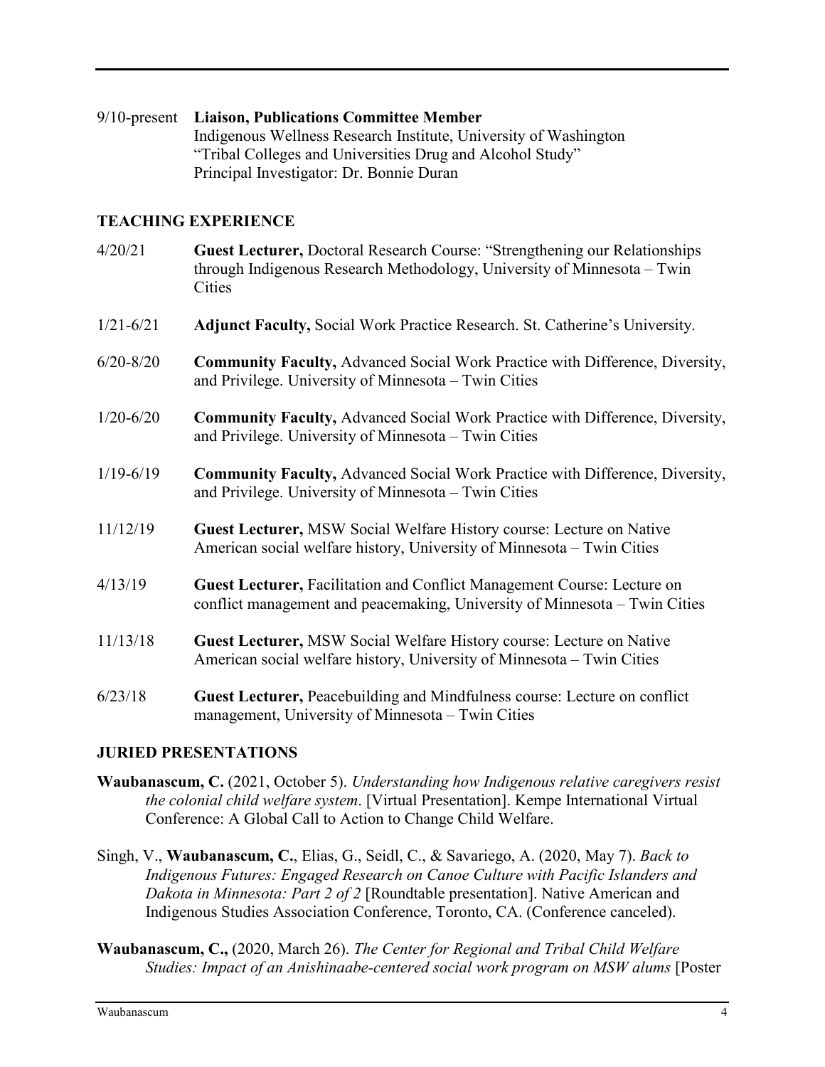9/10-present **Liaison, Publications Committee Member**
Indigenous Wellness Research Institute, University of Washington
"Tribal Colleges and Universities Drug and Alcohol Study"
Principal Investigator: Dr. Bonnie Duran

## TEACHING EXPERIENCE

4/20/21 **Guest Lecturer,** Doctoral Research Course: "Strengthening our Relationships through Indigenous Research Methodology, University of Minnesota – Twin Cities

1/21-6/21 **Adjunct Faculty,** Social Work Practice Research. St. Catherine's University.

6/20-8/20 **Community Faculty,** Advanced Social Work Practice with Difference, Diversity, and Privilege. University of Minnesota – Twin Cities

1/20-6/20 **Community Faculty,** Advanced Social Work Practice with Difference, Diversity, and Privilege. University of Minnesota – Twin Cities

1/19-6/19 **Community Faculty,** Advanced Social Work Practice with Difference, Diversity, and Privilege. University of Minnesota – Twin Cities

11/12/19 **Guest Lecturer,** MSW Social Welfare History course: Lecture on Native American social welfare history, University of Minnesota – Twin Cities

4/13/19 **Guest Lecturer,** Facilitation and Conflict Management Course: Lecture on conflict management and peacemaking, University of Minnesota – Twin Cities

11/13/18 **Guest Lecturer,** MSW Social Welfare History course: Lecture on Native American social welfare history, University of Minnesota – Twin Cities

6/23/18 **Guest Lecturer,** Peacebuilding and Mindfulness course: Lecture on conflict management, University of Minnesota – Twin Cities

## JURIED PRESENTATIONS

**Waubanascum, C.** (2021, October 5). *Understanding how Indigenous relative caregivers resist the colonial child welfare system*. [Virtual Presentation]. Kempe International Virtual Conference: A Global Call to Action to Change Child Welfare.

Singh, V., **Waubanascum, C.**, Elias, G., Seidl, C., & Savariego, A. (2020, May 7). *Back to Indigenous Futures: Engaged Research on Canoe Culture with Pacific Islanders and Dakota in Minnesota: Part 2 of 2* [Roundtable presentation]. Native American and Indigenous Studies Association Conference, Toronto, CA. (Conference canceled).

**Waubanascum, C.,** (2020, March 26). *The Center for Regional and Tribal Child Welfare Studies: Impact of an Anishinaabe-centered social work program on MSW alums* [Poster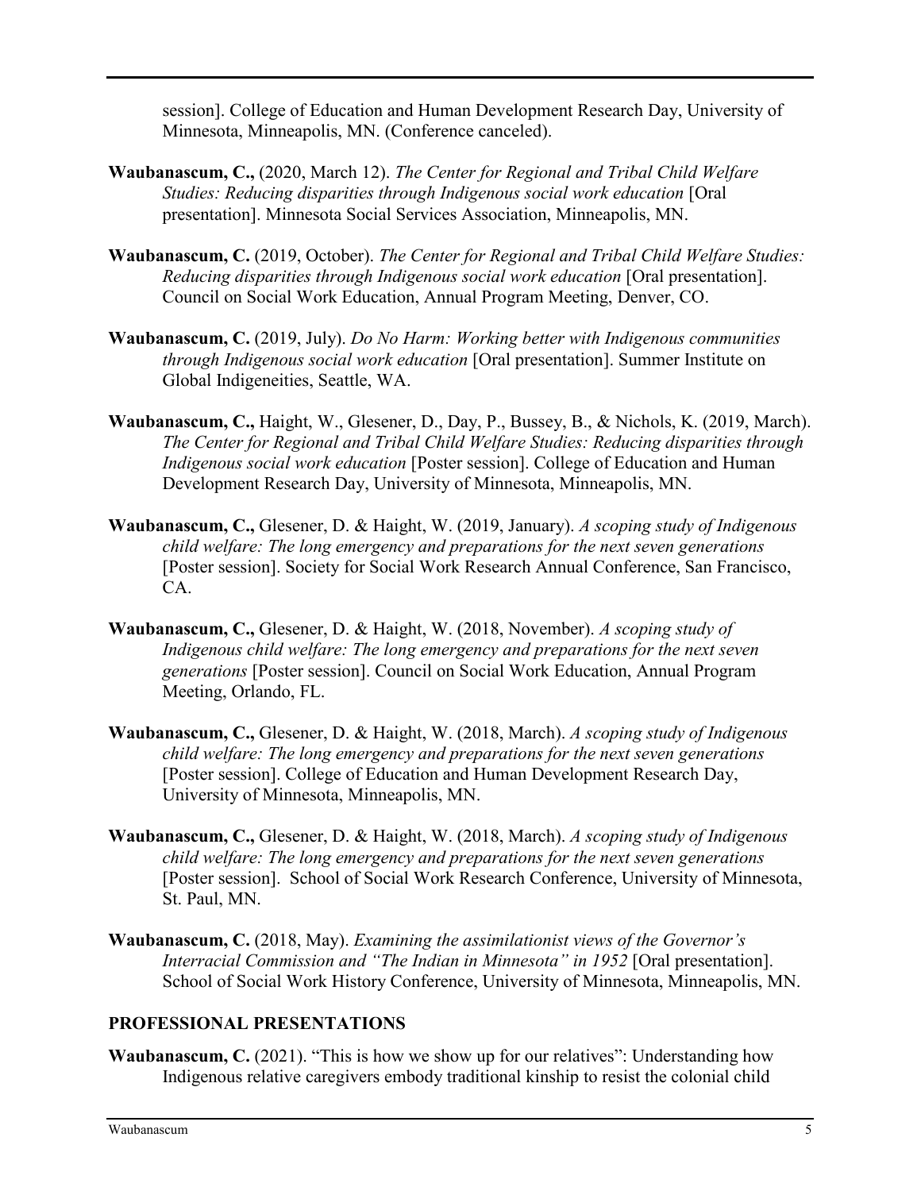session]. College of Education and Human Development Research Day, University of Minnesota, Minneapolis, MN. (Conference canceled).

**Waubanascum, C.,** (2020, March 12). *The Center for Regional and Tribal Child Welfare Studies: Reducing disparities through Indigenous social work education* [Oral presentation]. Minnesota Social Services Association, Minneapolis, MN.

**Waubanascum, C.** (2019, October). *The Center for Regional and Tribal Child Welfare Studies: Reducing disparities through Indigenous social work education* [Oral presentation]. Council on Social Work Education, Annual Program Meeting, Denver, CO.

**Waubanascum, C.** (2019, July). *Do No Harm: Working better with Indigenous communities through Indigenous social work education* [Oral presentation]. Summer Institute on Global Indigeneities, Seattle, WA.

**Waubanascum, C.,** Haight, W., Glesener, D., Day, P., Bussey, B., & Nichols, K. (2019, March). *The Center for Regional and Tribal Child Welfare Studies: Reducing disparities through Indigenous social work education* [Poster session]. College of Education and Human Development Research Day, University of Minnesota, Minneapolis, MN.

**Waubanascum, C.,** Glesener, D. & Haight, W. (2019, January). *A scoping study of Indigenous child welfare: The long emergency and preparations for the next seven generations* [Poster session]. Society for Social Work Research Annual Conference, San Francisco, CA.

**Waubanascum, C.,** Glesener, D. & Haight, W. (2018, November). *A scoping study of Indigenous child welfare: The long emergency and preparations for the next seven generations* [Poster session]. Council on Social Work Education, Annual Program Meeting, Orlando, FL.

**Waubanascum, C.,** Glesener, D. & Haight, W. (2018, March). *A scoping study of Indigenous child welfare: The long emergency and preparations for the next seven generations* [Poster session]. College of Education and Human Development Research Day, University of Minnesota, Minneapolis, MN.

**Waubanascum, C.,** Glesener, D. & Haight, W. (2018, March). *A scoping study of Indigenous child welfare: The long emergency and preparations for the next seven generations* [Poster session]. School of Social Work Research Conference, University of Minnesota, St. Paul, MN.

**Waubanascum, C.** (2018, May). *Examining the assimilationist views of the Governor's Interracial Commission and "The Indian in Minnesota" in 1952* [Oral presentation]. School of Social Work History Conference, University of Minnesota, Minneapolis, MN.

## PROFESSIONAL PRESENTATIONS

**Waubanascum, C.** (2021). "This is how we show up for our relatives": Understanding how Indigenous relative caregivers embody traditional kinship to resist the colonial child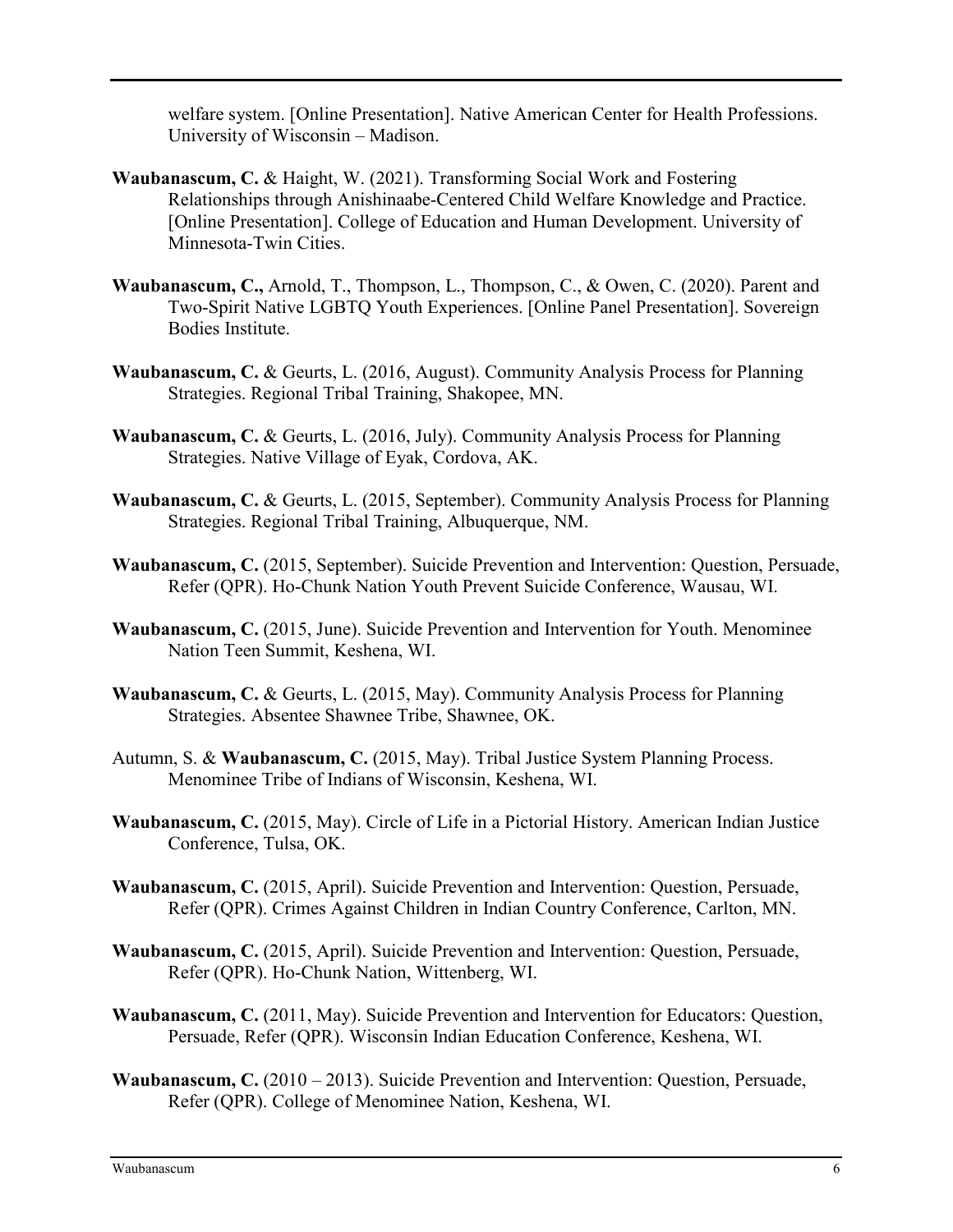welfare system. [Online Presentation]. Native American Center for Health Professions. University of Wisconsin – Madison.

**Waubanascum, C.** & Haight, W. (2021). Transforming Social Work and Fostering Relationships through Anishinaabe-Centered Child Welfare Knowledge and Practice. [Online Presentation]. College of Education and Human Development. University of Minnesota-Twin Cities.

**Waubanascum, C.,** Arnold, T., Thompson, L., Thompson, C., & Owen, C. (2020). Parent and Two-Spirit Native LGBTQ Youth Experiences. [Online Panel Presentation]. Sovereign Bodies Institute.

**Waubanascum, C.** & Geurts, L. (2016, August). Community Analysis Process for Planning Strategies. Regional Tribal Training, Shakopee, MN.

**Waubanascum, C.** & Geurts, L. (2016, July). Community Analysis Process for Planning Strategies. Native Village of Eyak, Cordova, AK.

**Waubanascum, C.** & Geurts, L. (2015, September). Community Analysis Process for Planning Strategies. Regional Tribal Training, Albuquerque, NM.

**Waubanascum, C.** (2015, September). Suicide Prevention and Intervention: Question, Persuade, Refer (QPR). Ho-Chunk Nation Youth Prevent Suicide Conference, Wausau, WI.

**Waubanascum, C.** (2015, June). Suicide Prevention and Intervention for Youth. Menominee Nation Teen Summit, Keshena, WI.

**Waubanascum, C.** & Geurts, L. (2015, May). Community Analysis Process for Planning Strategies. Absentee Shawnee Tribe, Shawnee, OK.

Autumn, S. & **Waubanascum, C.** (2015, May). Tribal Justice System Planning Process. Menominee Tribe of Indians of Wisconsin, Keshena, WI.

**Waubanascum, C.** (2015, May). Circle of Life in a Pictorial History. American Indian Justice Conference, Tulsa, OK.

**Waubanascum, C.** (2015, April). Suicide Prevention and Intervention: Question, Persuade, Refer (QPR). Crimes Against Children in Indian Country Conference, Carlton, MN.

**Waubanascum, C.** (2015, April). Suicide Prevention and Intervention: Question, Persuade, Refer (QPR). Ho-Chunk Nation, Wittenberg, WI.

**Waubanascum, C.** (2011, May). Suicide Prevention and Intervention for Educators: Question, Persuade, Refer (QPR). Wisconsin Indian Education Conference, Keshena, WI.

**Waubanascum, C.** (2010 – 2013). Suicide Prevention and Intervention: Question, Persuade, Refer (QPR). College of Menominee Nation, Keshena, WI.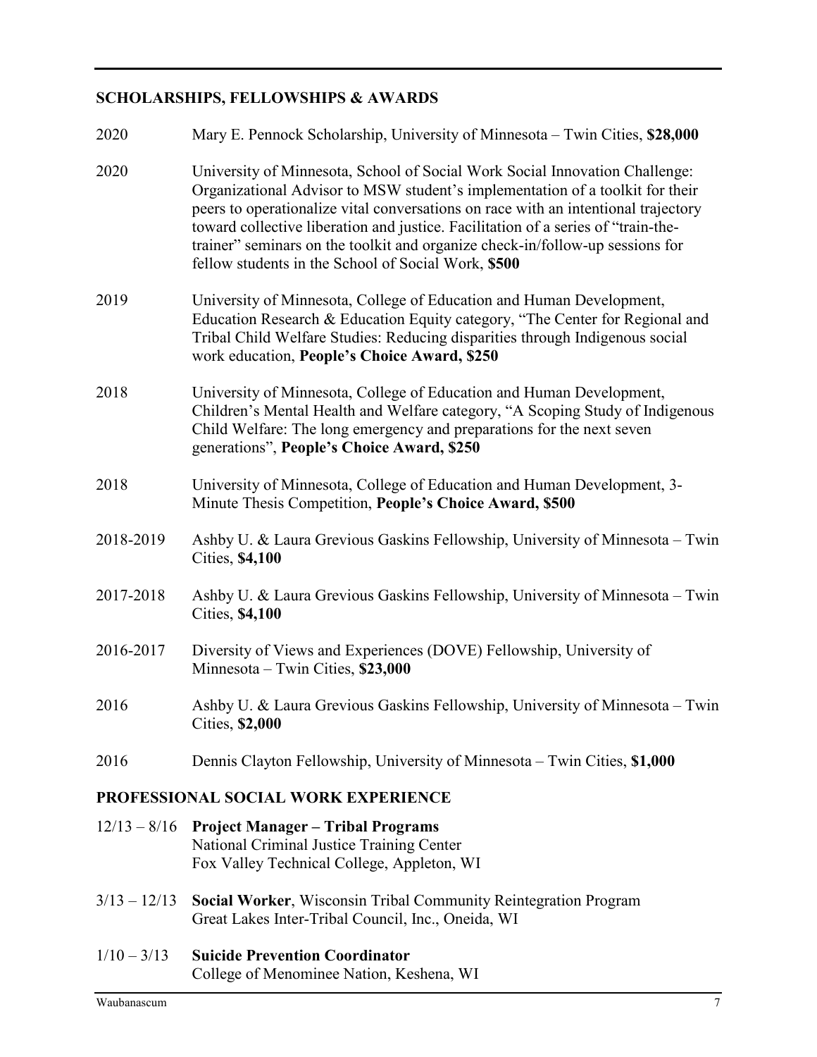## SCHOLARSHIPS, FELLOWSHIPS & AWARDS

2020 Mary E. Pennock Scholarship, University of Minnesota – Twin Cities, **$28,000**

2020 University of Minnesota, School of Social Work Social Innovation Challenge: Organizational Advisor to MSW student's implementation of a toolkit for their peers to operationalize vital conversations on race with an intentional trajectory toward collective liberation and justice. Facilitation of a series of "train-the-trainer" seminars on the toolkit and organize check-in/follow-up sessions for fellow students in the School of Social Work, **$500**

2019 University of Minnesota, College of Education and Human Development, Education Research & Education Equity category, "The Center for Regional and Tribal Child Welfare Studies: Reducing disparities through Indigenous social work education, **People's Choice Award, $250**

2018 University of Minnesota, College of Education and Human Development, Children's Mental Health and Welfare category, "A Scoping Study of Indigenous Child Welfare: The long emergency and preparations for the next seven generations", **People's Choice Award, $250**

2018 University of Minnesota, College of Education and Human Development, 3-Minute Thesis Competition, **People's Choice Award, $500**

2018-2019 Ashby U. & Laura Grevious Gaskins Fellowship, University of Minnesota – Twin Cities, **$4,100**

2017-2018 Ashby U. & Laura Grevious Gaskins Fellowship, University of Minnesota – Twin Cities, **$4,100**

2016-2017 Diversity of Views and Experiences (DOVE) Fellowship, University of Minnesota – Twin Cities, **$23,000**

2016 Ashby U. & Laura Grevious Gaskins Fellowship, University of Minnesota – Twin Cities, **$2,000**

2016 Dennis Clayton Fellowship, University of Minnesota – Twin Cities, **$1,000**

## PROFESSIONAL SOCIAL WORK EXPERIENCE

12/13 – 8/16 **Project Manager – Tribal Programs**
National Criminal Justice Training Center
Fox Valley Technical College, Appleton, WI

3/13 – 12/13 **Social Worker**, Wisconsin Tribal Community Reintegration Program
Great Lakes Inter-Tribal Council, Inc., Oneida, WI

1/10 – 3/13 **Suicide Prevention Coordinator**
College of Menominee Nation, Keshena, WI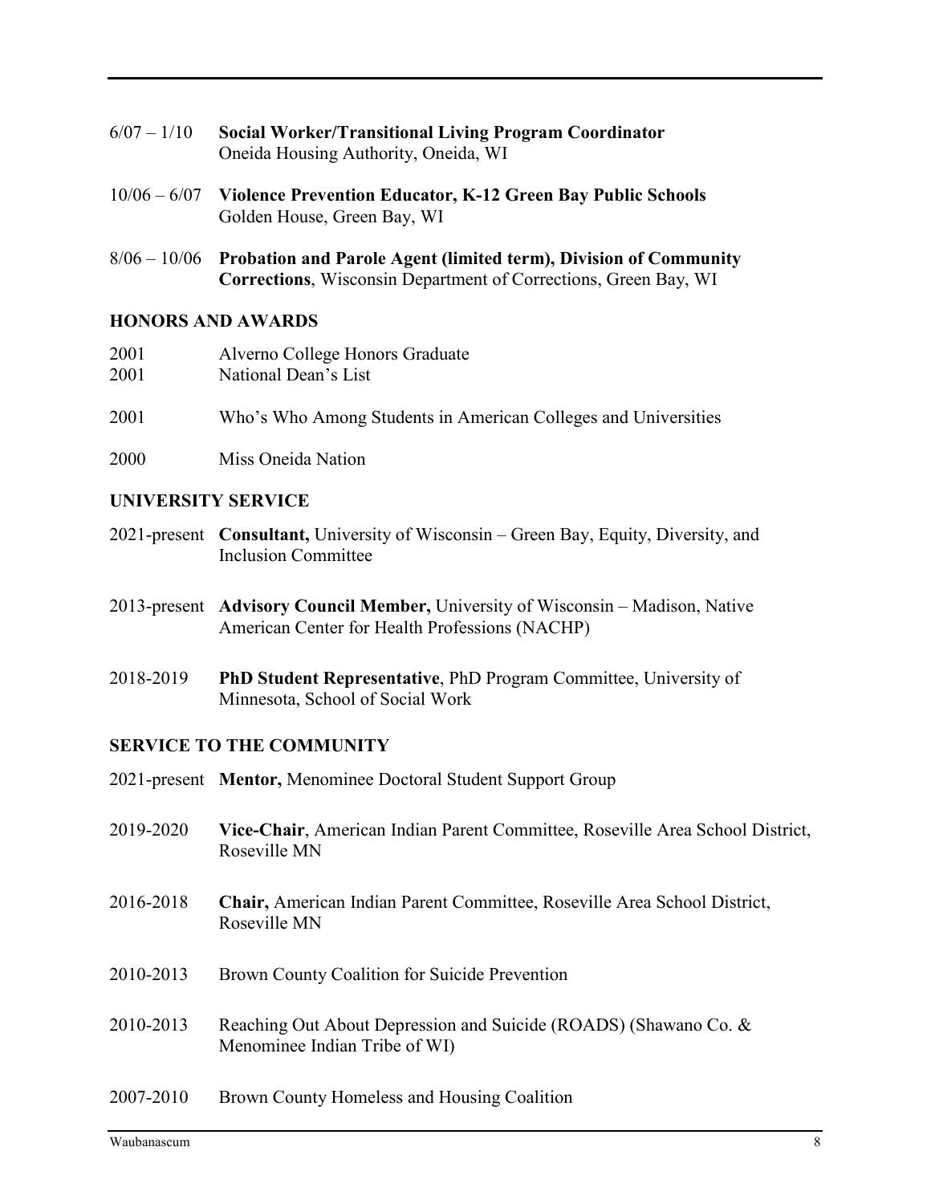6/07 – 1/10 **Social Worker/Transitional Living Program Coordinator**
Oneida Housing Authority, Oneida, WI

10/06 – 6/07 **Violence Prevention Educator, K-12 Green Bay Public Schools**
Golden House, Green Bay, WI

8/06 – 10/06 **Probation and Parole Agent (limited term), Division of Community Corrections**, Wisconsin Department of Corrections, Green Bay, WI

## HONORS AND AWARDS

2001 Alverno College Honors Graduate

2001 National Dean's List

2001 Who's Who Among Students in American Colleges and Universities

2000 Miss Oneida Nation

## UNIVERSITY SERVICE

2021-present **Consultant,** University of Wisconsin – Green Bay, Equity, Diversity, and Inclusion Committee

2013-present **Advisory Council Member,** University of Wisconsin – Madison, Native American Center for Health Professions (NACHP)

2018-2019 **PhD Student Representative**, PhD Program Committee, University of Minnesota, School of Social Work

## SERVICE TO THE COMMUNITY

2021-present **Mentor,** Menominee Doctoral Student Support Group

2019-2020 **Vice-Chair**, American Indian Parent Committee, Roseville Area School District, Roseville MN

2016-2018 **Chair,** American Indian Parent Committee, Roseville Area School District, Roseville MN

2010-2013 Brown County Coalition for Suicide Prevention

2010-2013 Reaching Out About Depression and Suicide (ROADS) (Shawano Co. & Menominee Indian Tribe of WI)

2007-2010 Brown County Homeless and Housing Coalition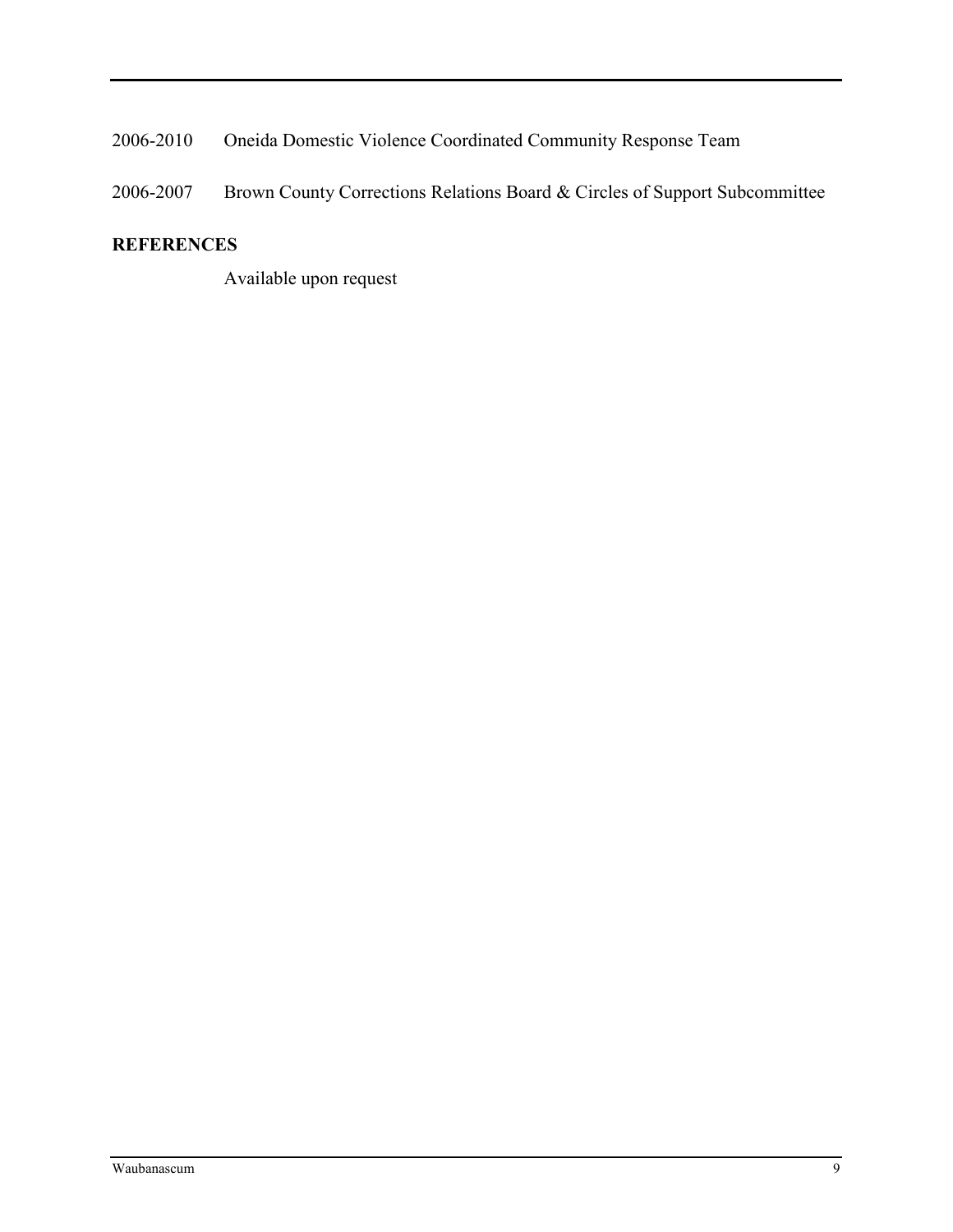2006-2010 Oneida Domestic Violence Coordinated Community Response Team

2006-2007 Brown County Corrections Relations Board & Circles of Support Subcommittee

**REFERENCES**

Available upon request